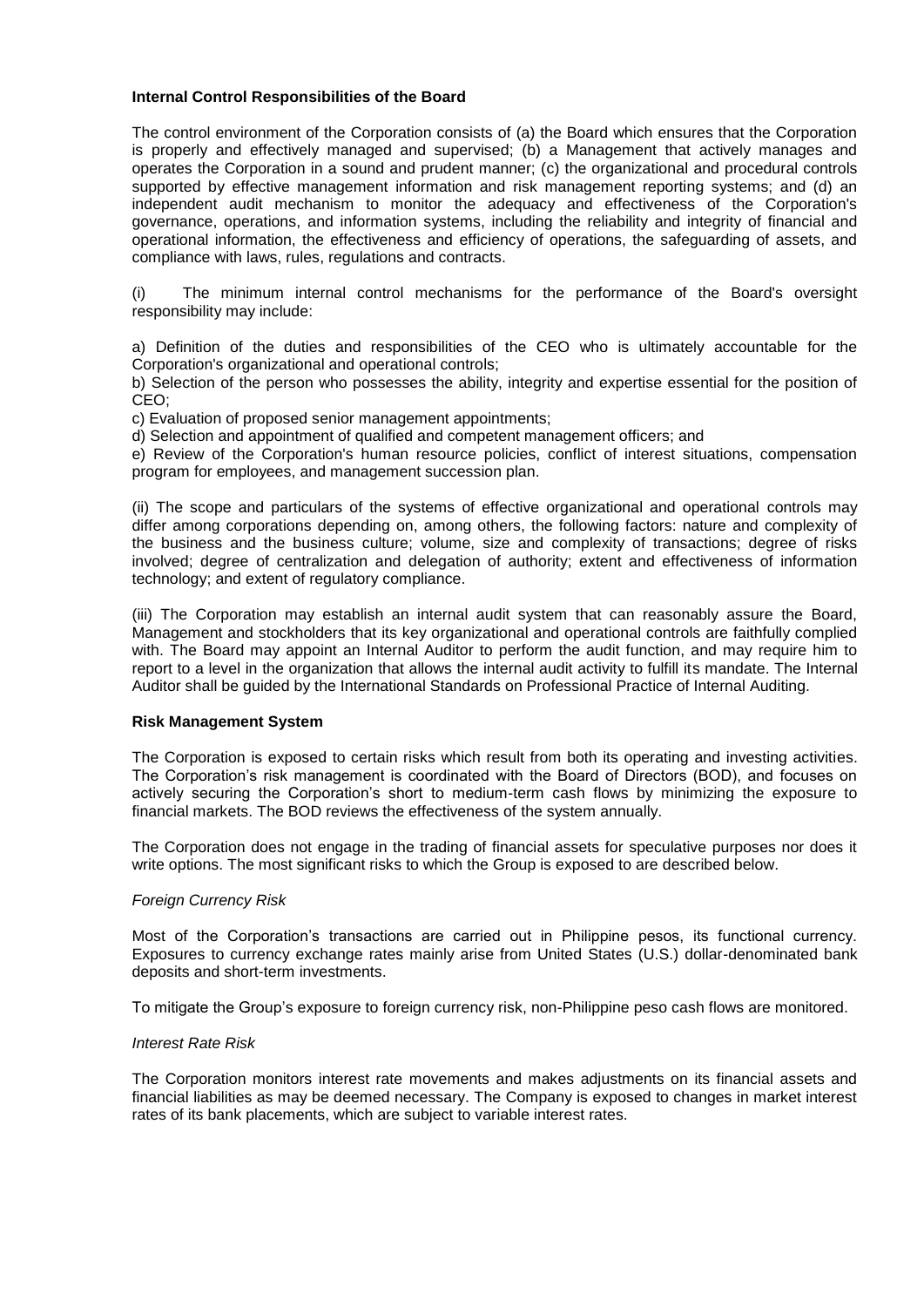**Internal Control Responsibilities of the Board**

The control environment of the Corporation consists of (a) the Board which ensures that the Corporation is properly and effectively managed and supervised; (b) a Management that actively manages and operates the Corporation in a sound and prudent manner; (c) the organizational and procedural controls supported by effective management information and risk management reporting systems; and (d) an independent audit mechanism to monitor the adequacy and effectiveness of the Corporation's governance, operations, and information systems, including the reliability and integrity of financial and operational information, the effectiveness and efficiency of operations, the safeguarding of assets, and compliance with laws, rules, regulations and contracts.

(i) The minimum internal control mechanisms for the performance of the Board's oversight responsibility may include:

a) Definition of the duties and responsibilities of the CEO who is ultimately accountable for the Corporation's organizational and operational controls;
b) Selection of the person who possesses the ability, integrity and expertise essential for the position of CEO;
c) Evaluation of proposed senior management appointments;
d) Selection and appointment of qualified and competent management officers; and
e) Review of the Corporation's human resource policies, conflict of interest situations, compensation program for employees, and management succession plan.

(ii) The scope and particulars of the systems of effective organizational and operational controls may differ among corporations depending on, among others, the following factors: nature and complexity of the business and the business culture; volume, size and complexity of transactions; degree of risks involved; degree of centralization and delegation of authority; extent and effectiveness of information technology; and extent of regulatory compliance.

(iii) The Corporation may establish an internal audit system that can reasonably assure the Board, Management and stockholders that its key organizational and operational controls are faithfully complied with. The Board may appoint an Internal Auditor to perform the audit function, and may require him to report to a level in the organization that allows the internal audit activity to fulfill its mandate. The Internal Auditor shall be guided by the International Standards on Professional Practice of Internal Auditing.

**Risk Management System**

The Corporation is exposed to certain risks which result from both its operating and investing activities. The Corporation's risk management is coordinated with the Board of Directors (BOD), and focuses on actively securing the Corporation's short to medium-term cash flows by minimizing the exposure to financial markets. The BOD reviews the effectiveness of the system annually.

The Corporation does not engage in the trading of financial assets for speculative purposes nor does it write options. The most significant risks to which the Group is exposed to are described below.

*Foreign Currency Risk*

Most of the Corporation's transactions are carried out in Philippine pesos, its functional currency. Exposures to currency exchange rates mainly arise from United States (U.S.) dollar-denominated bank deposits and short-term investments.

To mitigate the Group's exposure to foreign currency risk, non-Philippine peso cash flows are monitored.

*Interest Rate Risk*

The Corporation monitors interest rate movements and makes adjustments on its financial assets and financial liabilities as may be deemed necessary. The Company is exposed to changes in market interest rates of its bank placements, which are subject to variable interest rates.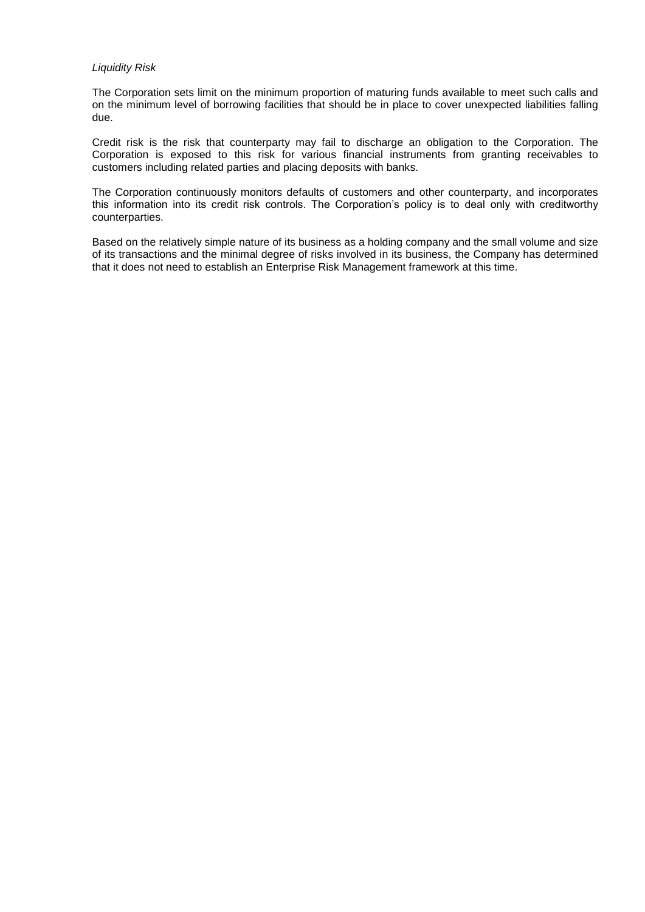*Liquidity Risk*

The Corporation sets limit on the minimum proportion of maturing funds available to meet such calls and on the minimum level of borrowing facilities that should be in place to cover unexpected liabilities falling due.

Credit risk is the risk that counterparty may fail to discharge an obligation to the Corporation. The Corporation is exposed to this risk for various financial instruments from granting receivables to customers including related parties and placing deposits with banks.

The Corporation continuously monitors defaults of customers and other counterparty, and incorporates this information into its credit risk controls. The Corporation's policy is to deal only with creditworthy counterparties.

Based on the relatively simple nature of its business as a holding company and the small volume and size of its transactions and the minimal degree of risks involved in its business, the Company has determined that it does not need to establish an Enterprise Risk Management framework at this time.